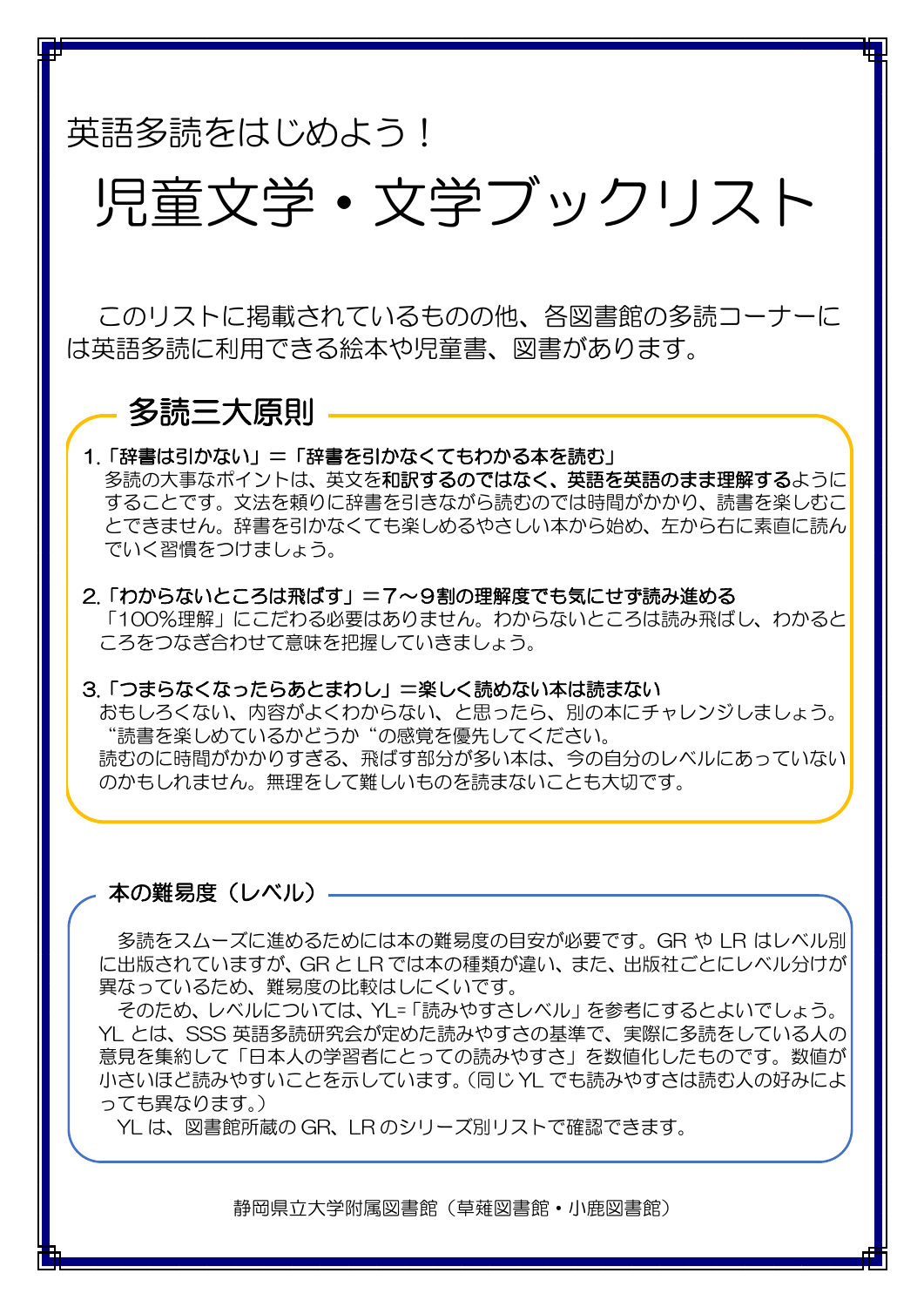英語多読をはじめよう！

# 児童文学・文学ブックリスト

このリストに掲載されているものの他、各図書館の多読コーナーには英語多読に利用できる絵本や児童書、図書があります。

## 多読三大原則

**1.「辞書は引かない」＝「辞書を引かなくてもわかる本を読む」**

多読の大事なポイントは、英文を**和訳するのではなく、英語を英語のまま理解する**ようにすることです。文法を頼りに辞書を引きながら読むのでは時間がかかり、読書を楽しむことできません。辞書を引かなくても楽しめるやさしい本から始め、左から右に素直に読んでいく習慣をつけましょう。

**2.「わからないところは飛ばす」＝７～９割の理解度でも気にせず読み進める**

「100％理解」にこだわる必要はありません。わからないところは読み飛ばし、わかるところをつなぎ合わせて意味を把握していきましょう。

**3.「つまらなくなったらあとまわし」＝楽しく読めない本は読まない**

おもしろくない、内容がよくわからない、と思ったら、別の本にチャレンジしましょう。“読書を楽しめているかどうか“の感覚を優先してください。
読むのに時間がかかりすぎる、飛ばす部分が多い本は、今の自分のレベルにあっていないのかもしれません。無理をして難しいものを読まないことも大切です。

## 本の難易度（レベル）

多読をスムーズに進めるためには本の難易度の目安が必要です。GR や LR はレベル別に出版されていますが、GR と LR では本の種類が違い、また、出版社ごとにレベル分けが異なっているため、難易度の比較はしにくいです。

そのため、レベルについては、YL=「読みやすさレベル」を参考にするとよいでしょう。YL とは、SSS 英語多読研究会が定めた読みやすさの基準で、実際に多読をしている人の意見を集約して「日本人の学習者にとっての読みやすさ」を数値化したものです。数値が小さいほど読みやすいことを示しています。（同じ YL でも読みやすさは読む人の好みによっても異なります。）

YL は、図書館所蔵の GR、LR のシリーズ別リストで確認できます。

静岡県立大学附属図書館（草薙図書館・小鹿図書館）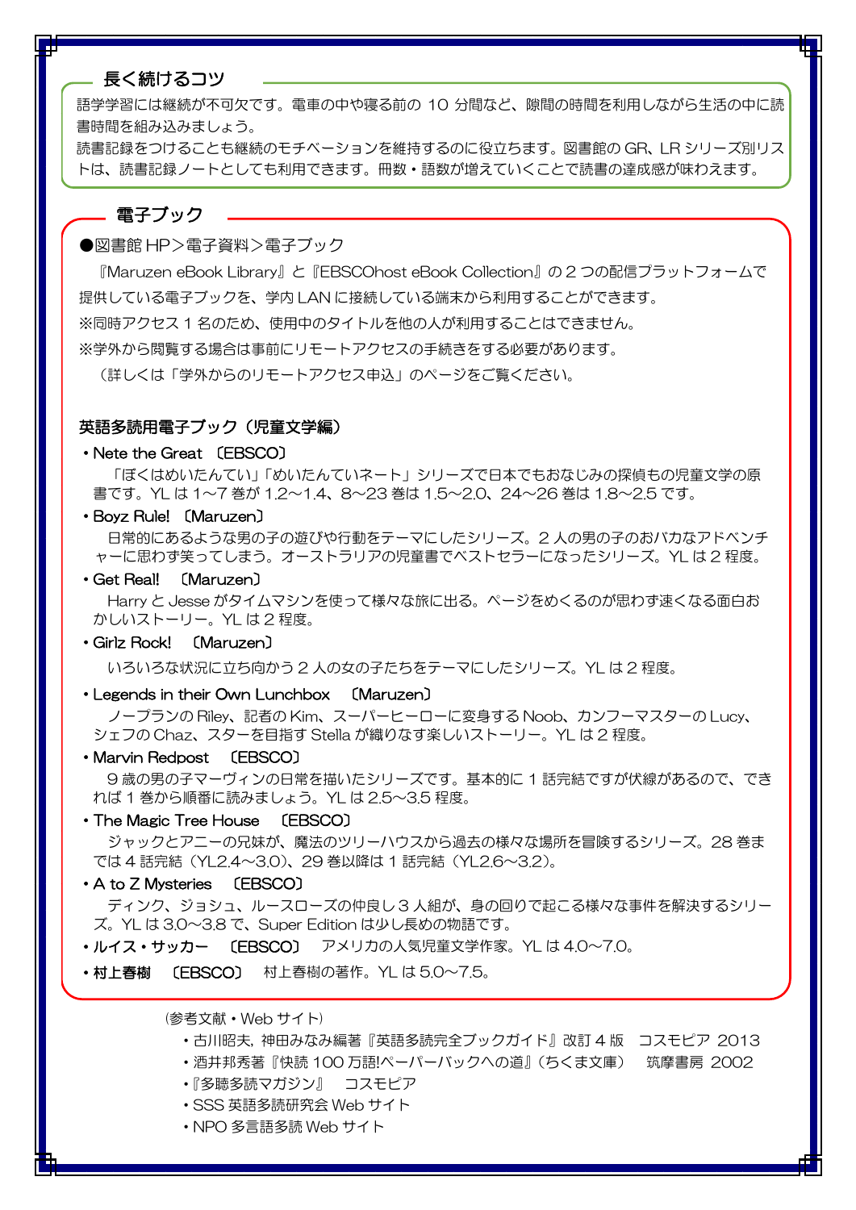## 長く続けるコツ

語学学習には継続が不可欠です。電車の中や寝る前の 10 分間など、隙間の時間を利用しながら生活の中に読書時間を組み込みましょう。

読書記録をつけることも継続のモチベーションを維持するのに役立ちます。図書館の GR、LR シリーズ別リストは、読書記録ノートとしても利用できます。冊数・語数が増えていくことで読書の達成感が味わえます。

## 電子ブック

●図書館 HP＞電子資料＞電子ブック

『Maruzen eBook Library』と『EBSCOhost eBook Collection』の 2 つの配信プラットフォームで提供している電子ブックを、学内 LAN に接続している端末から利用することができます。

※同時アクセス 1 名のため、使用中のタイトルを他の人が利用することはできません。

※学外から閲覧する場合は事前にリモートアクセスの手続きをする必要があります。

（詳しくは「学外からのリモートアクセス申込」のページをご覧ください。

### 英語多読用電子ブック（児童文学編）

- **Nete the Great 〔EBSCO〕**
  「ぼくはめいたんてい」「めいたんていネート」シリーズで日本でもおなじみの探偵もの児童文学の原書です。YL は 1～7 巻が 1.2～1.4、8～23 巻は 1.5～2.0、24～26 巻は 1.8～2.5 です。
- **Boyz Rule! 〔Maruzen〕**
  日常的にあるような男の子の遊びや行動をテーマにしたシリーズ。2 人の男の子のおバカなアドベンチャーに思わず笑ってしまう。オーストラリアの児童書でベストセラーになったシリーズ。YL は 2 程度。
- **Get Real! 〔Maruzen〕**
  Harry と Jesse がタイムマシンを使って様々な旅に出る。ページをめくるのが思わず速くなる面白おかしいストーリー。YL は 2 程度。
- **Girlz Rock! 〔Maruzen〕**
  いろいろな状況に立ち向かう 2 人の女の子たちをテーマにしたシリーズ。YL は 2 程度。
- **Legends in their Own Lunchbox 〔Maruzen〕**
  ノープランの Riley、記者の Kim、スーパーヒーローに変身する Noob、カンフーマスターの Lucy、シェフの Chaz、スターを目指す Stella が織りなす楽しいストーリー。YL は 2 程度。
- **Marvin Redpost 〔EBSCO〕**
  9 歳の男の子マーヴィンの日常を描いたシリーズです。基本的に 1 話完結ですが伏線があるので、できれば 1 巻から順番に読みましょう。YL は 2.5～3.5 程度。
- **The Magic Tree House 〔EBSCO〕**
  ジャックとアニーの兄妹が、魔法のツリーハウスから過去の様々な場所を冒険するシリーズ。28 巻までは 4 話完結（YL2.4～3.0）、29 巻以降は 1 話完結（YL2.6～3.2）。
- **A to Z Mysteries 〔EBSCO〕**
  ディンク、ジョシュ、ルースローズの仲良し 3 人組が、身の回りで起こる様々な事件を解決するシリーズ。YL は 3.0～3.8 で、Super Edition は少し長めの物語です。
- **ルイス・サッカー 〔EBSCO〕** アメリカの人気児童文学作家。YL は 4.0～7.0。
- **村上春樹 〔EBSCO〕** 村上春樹の著作。YL は 5.0～7.5。

（参考文献・Web サイト）

- 古川昭夫，神田みなみ編著『英語多読完全ブックガイド』改訂 4 版　コスモピア 2013
- 酒井邦秀著『快読 100 万語!ペーパーバックへの道』（ちくま文庫）　筑摩書房 2002
- 『多聴多読マガジン』　コスモピア
- SSS 英語多読研究会 Web サイト
- NPO 多言語多読 Web サイト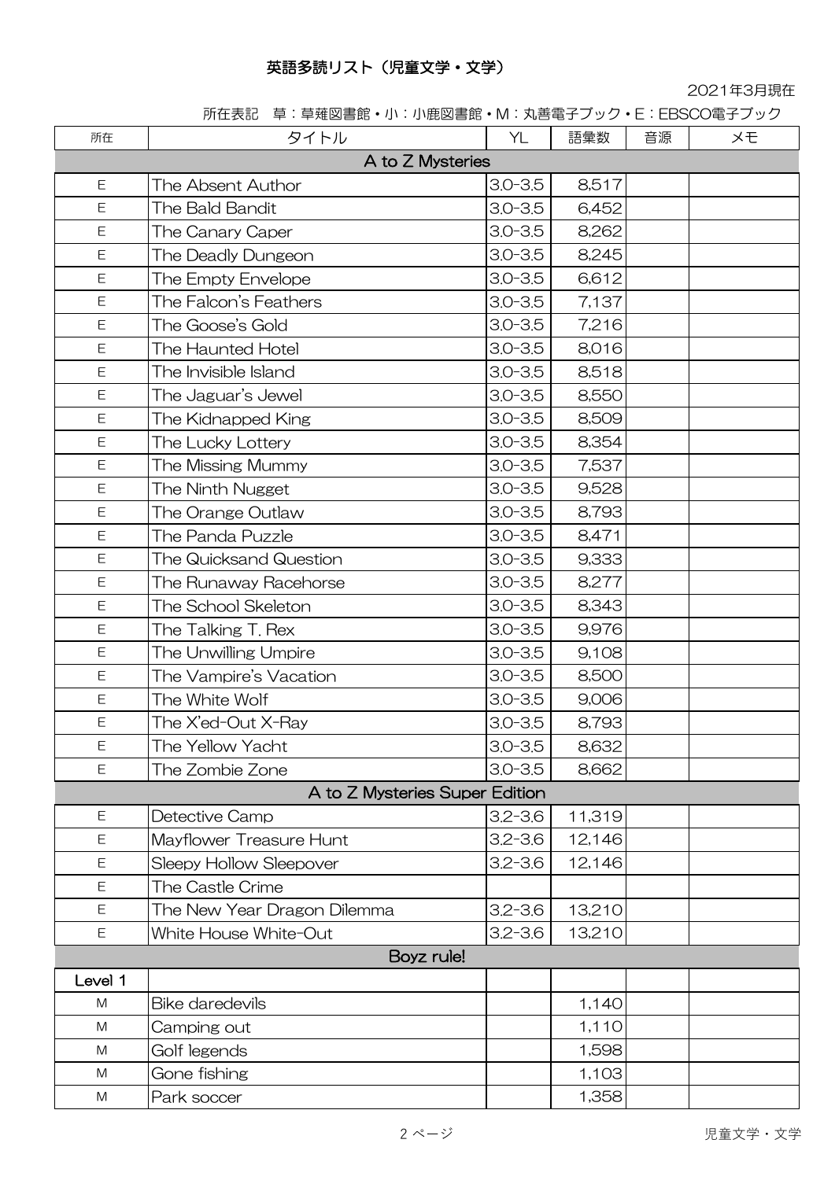英語多読リスト（児童文学・文学）

2021年3月現在

所在表記　草：草薙図書館・小：小鹿図書館・M：丸善電子ブック・E：EBSCO電子ブック

| 所在 | タイトル | YL | 語彙数 | 音源 | メモ |
|---|---|---|---|---|---|
| | A to Z Mysteries | | | | |
| E | The Absent Author | 3.0-3.5 | 8,517 | | |
| E | The Bald Bandit | 3.0-3.5 | 6,452 | | |
| E | The Canary Caper | 3.0-3.5 | 8,262 | | |
| E | The Deadly Dungeon | 3.0-3.5 | 8,245 | | |
| E | The Empty Envelope | 3.0-3.5 | 6,612 | | |
| E | The Falcon's Feathers | 3.0-3.5 | 7,137 | | |
| E | The Goose's Gold | 3.0-3.5 | 7,216 | | |
| E | The Haunted Hotel | 3.0-3.5 | 8,016 | | |
| E | The Invisible Island | 3.0-3.5 | 8,518 | | |
| E | The Jaguar's Jewel | 3.0-3.5 | 8,550 | | |
| E | The Kidnapped King | 3.0-3.5 | 8,509 | | |
| E | The Lucky Lottery | 3.0-3.5 | 8,354 | | |
| E | The Missing Mummy | 3.0-3.5 | 7,537 | | |
| E | The Ninth Nugget | 3.0-3.5 | 9,528 | | |
| E | The Orange Outlaw | 3.0-3.5 | 8,793 | | |
| E | The Panda Puzzle | 3.0-3.5 | 8,471 | | |
| E | The Quicksand Question | 3.0-3.5 | 9,333 | | |
| E | The Runaway Racehorse | 3.0-3.5 | 8,277 | | |
| E | The School Skeleton | 3.0-3.5 | 8,343 | | |
| E | The Talking T. Rex | 3.0-3.5 | 9,976 | | |
| E | The Unwilling Umpire | 3.0-3.5 | 9,108 | | |
| E | The Vampire's Vacation | 3.0-3.5 | 8,500 | | |
| E | The White Wolf | 3.0-3.5 | 9,006 | | |
| E | The X'ed-Out X-Ray | 3.0-3.5 | 8,793 | | |
| E | The Yellow Yacht | 3.0-3.5 | 8,632 | | |
| E | The Zombie Zone | 3.0-3.5 | 8,662 | | |
| | A to Z Mysteries Super Edition | | | | |
| E | Detective Camp | 3.2-3.6 | 11,319 | | |
| E | Mayflower Treasure Hunt | 3.2-3.6 | 12,146 | | |
| E | Sleepy Hollow Sleepover | 3.2-3.6 | 12,146 | | |
| E | The Castle Crime | | | | |
| E | The New Year Dragon Dilemma | 3.2-3.6 | 13,210 | | |
| E | White House White-Out | 3.2-3.6 | 13,210 | | |
| | Boyz rule! | | | | |
| Level 1 | | | | | |
| M | Bike daredevils | | 1,140 | | |
| M | Camping out | | 1,110 | | |
| M | Golf legends | | 1,598 | | |
| M | Gone fishing | | 1,103 | | |
| M | Park soccer | | 1,358 | | |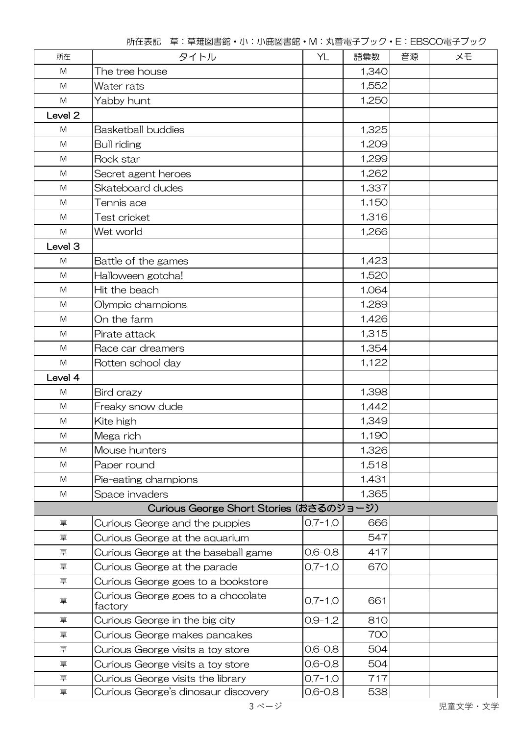所在表記　草：草薙図書館・小：小鹿図書館・M：丸善電子ブック・E：EBSCO電子ブック

| 所在 | タイトル | YL | 語彙数 | 音源 | メモ |
|---|---|---|---|---|---|
| M | The tree house | | 1,340 | | |
| M | Water rats | | 1,552 | | |
| M | Yabby hunt | | 1,250 | | |
| Level 2 | | | | | |
| M | Basketball buddies | | 1,325 | | |
| M | Bull riding | | 1,209 | | |
| M | Rock star | | 1,299 | | |
| M | Secret agent heroes | | 1,262 | | |
| M | Skateboard dudes | | 1,337 | | |
| M | Tennis ace | | 1,150 | | |
| M | Test cricket | | 1,316 | | |
| M | Wet world | | 1,266 | | |
| Level 3 | | | | | |
| M | Battle of the games | | 1,423 | | |
| M | Halloween gotcha! | | 1,520 | | |
| M | Hit the beach | | 1,064 | | |
| M | Olympic champions | | 1,289 | | |
| M | On the farm | | 1,426 | | |
| M | Pirate attack | | 1,315 | | |
| M | Race car dreamers | | 1,354 | | |
| M | Rotten school day | | 1,122 | | |
| Level 4 | | | | | |
| M | Bird crazy | | 1,398 | | |
| M | Freaky snow dude | | 1,442 | | |
| M | Kite high | | 1,349 | | |
| M | Mega rich | | 1,190 | | |
| M | Mouse hunters | | 1,326 | | |
| M | Paper round | | 1,518 | | |
| M | Pie-eating champions | | 1,431 | | |
| M | Space invaders | | 1,365 | | |
| | Curious George Short Stories (おさるのジョージ) | | | | |
| 草 | Curious George and the puppies | 0.7-1.0 | 666 | | |
| 草 | Curious George at the aquarium | | 547 | | |
| 草 | Curious George at the baseball game | 0.6-0.8 | 417 | | |
| 草 | Curious George at the parade | 0.7-1.0 | 670 | | |
| 草 | Curious George goes to a bookstore | | | | |
| 草 | Curious George goes to a chocolate factory | 0.7-1.0 | 661 | | |
| 草 | Curious George in the big city | 0.9-1.2 | 810 | | |
| 草 | Curious George makes pancakes | | 700 | | |
| 草 | Curious George visits a toy store | 0.6-0.8 | 504 | | |
| 草 | Curious George visits a toy store | 0.6-0.8 | 504 | | |
| 草 | Curious George visits the library | 0.7-1.0 | 717 | | |
| 草 | Curious George's dinosaur discovery | 0.6-0.8 | 538 | | |

児童文学・文学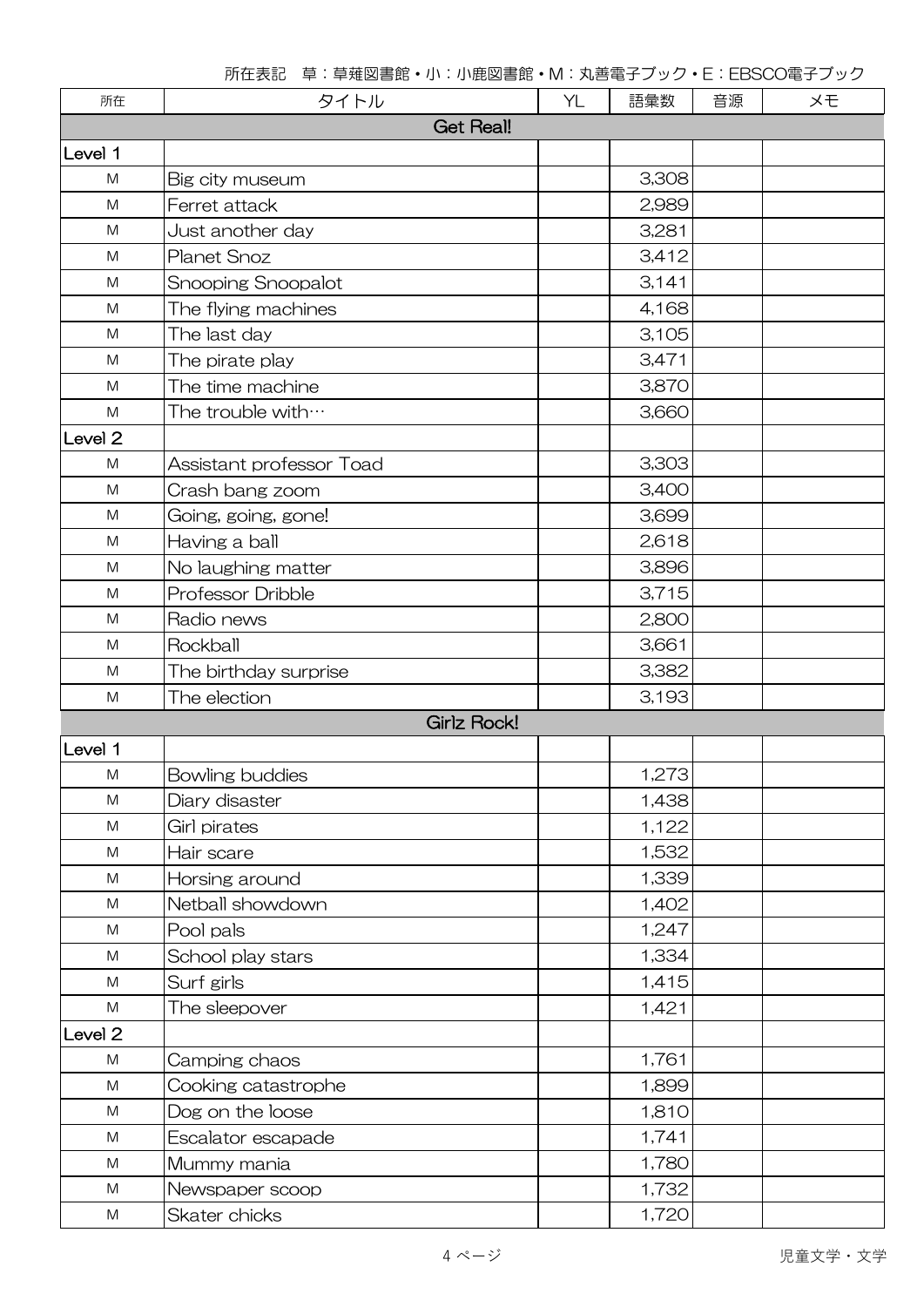所在表記　草：草薙図書館・小：小鹿図書館・M：丸善電子ブック・E：EBSCO電子ブック

| 所在 | タイトル | YL | 語彙数 | 音源 | メモ |
|---|---|---|---|---|---|
| | **Get Real!** | | | | |
| Level 1 | | | | | |
| M | Big city museum | | 3,308 | | |
| M | Ferret attack | | 2,989 | | |
| M | Just another day | | 3,281 | | |
| M | Planet Snoz | | 3,412 | | |
| M | Snooping Snoopalot | | 3,141 | | |
| M | The flying machines | | 4,168 | | |
| M | The last day | | 3,105 | | |
| M | The pirate play | | 3,471 | | |
| M | The time machine | | 3,870 | | |
| M | The trouble with… | | 3,660 | | |
| Level 2 | | | | | |
| M | Assistant professor Toad | | 3,303 | | |
| M | Crash bang zoom | | 3,400 | | |
| M | Going, going, gone! | | 3,699 | | |
| M | Having a ball | | 2,618 | | |
| M | No laughing matter | | 3,896 | | |
| M | Professor Dribble | | 3,715 | | |
| M | Radio news | | 2,800 | | |
| M | Rockball | | 3,661 | | |
| M | The birthday surprise | | 3,382 | | |
| M | The election | | 3,193 | | |
| | **Girlz Rock!** | | | | |
| Level 1 | | | | | |
| M | Bowling buddies | | 1,273 | | |
| M | Diary disaster | | 1,438 | | |
| M | Girl pirates | | 1,122 | | |
| M | Hair scare | | 1,532 | | |
| M | Horsing around | | 1,339 | | |
| M | Netball showdown | | 1,402 | | |
| M | Pool pals | | 1,247 | | |
| M | School play stars | | 1,334 | | |
| M | Surf girls | | 1,415 | | |
| M | The sleepover | | 1,421 | | |
| Level 2 | | | | | |
| M | Camping chaos | | 1,761 | | |
| M | Cooking catastrophe | | 1,899 | | |
| M | Dog on the loose | | 1,810 | | |
| M | Escalator escapade | | 1,741 | | |
| M | Mummy mania | | 1,780 | | |
| M | Newspaper scoop | | 1,732 | | |
| M | Skater chicks | | 1,720 | | |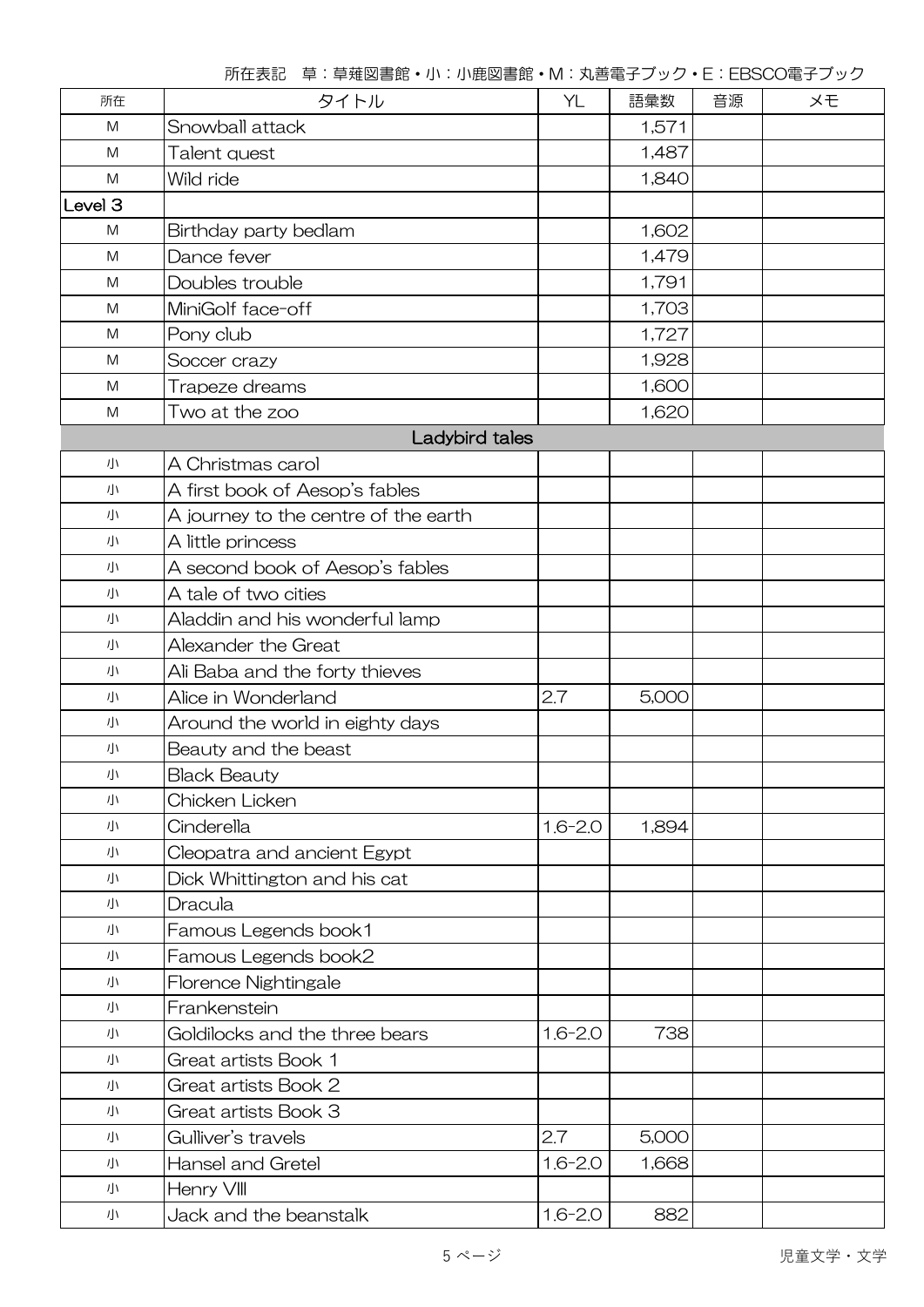所在表記　草：草薙図書館・小：小鹿図書館・M：丸善電子ブック・E：EBSCO電子ブック

| 所在 | タイトル | YL | 語彙数 | 音源 | メモ |
|---|---|---|---|---|---|
| M | Snowball attack | | 1,571 | | |
| M | Talent quest | | 1,487 | | |
| M | Wild ride | | 1,840 | | |
| Level 3 | | | | | |
| M | Birthday party bedlam | | 1,602 | | |
| M | Dance fever | | 1,479 | | |
| M | Doubles trouble | | 1,791 | | |
| M | MiniGolf face-off | | 1,703 | | |
| M | Pony club | | 1,727 | | |
| M | Soccer crazy | | 1,928 | | |
| M | Trapeze dreams | | 1,600 | | |
| M | Two at the zoo | | 1,620 | | |
| | Ladybird tales | | | | |
| 小 | A Christmas carol | | | | |
| 小 | A first book of Aesop's fables | | | | |
| 小 | A journey to the centre of the earth | | | | |
| 小 | A little princess | | | | |
| 小 | A second book of Aesop's fables | | | | |
| 小 | A tale of two cities | | | | |
| 小 | Aladdin and his wonderful lamp | | | | |
| 小 | Alexander the Great | | | | |
| 小 | Ali Baba and the forty thieves | | | | |
| 小 | Alice in Wonderland | 2.7 | 5,000 | | |
| 小 | Around the world in eighty days | | | | |
| 小 | Beauty and the beast | | | | |
| 小 | Black Beauty | | | | |
| 小 | Chicken Licken | | | | |
| 小 | Cinderella | 1.6-2.0 | 1,894 | | |
| 小 | Cleopatra and ancient Egypt | | | | |
| 小 | Dick Whittington and his cat | | | | |
| 小 | Dracula | | | | |
| 小 | Famous Legends book1 | | | | |
| 小 | Famous Legends book2 | | | | |
| 小 | Florence Nightingale | | | | |
| 小 | Frankenstein | | | | |
| 小 | Goldilocks and the three bears | 1.6-2.0 | 738 | | |
| 小 | Great artists Book 1 | | | | |
| 小 | Great artists Book 2 | | | | |
| 小 | Great artists Book 3 | | | | |
| 小 | Gulliver's travels | 2.7 | 5,000 | | |
| 小 | Hansel and Gretel | 1.6-2.0 | 1,668 | | |
| 小 | Henry VIII | | | | |
| 小 | Jack and the beanstalk | 1.6-2.0 | 882 | | |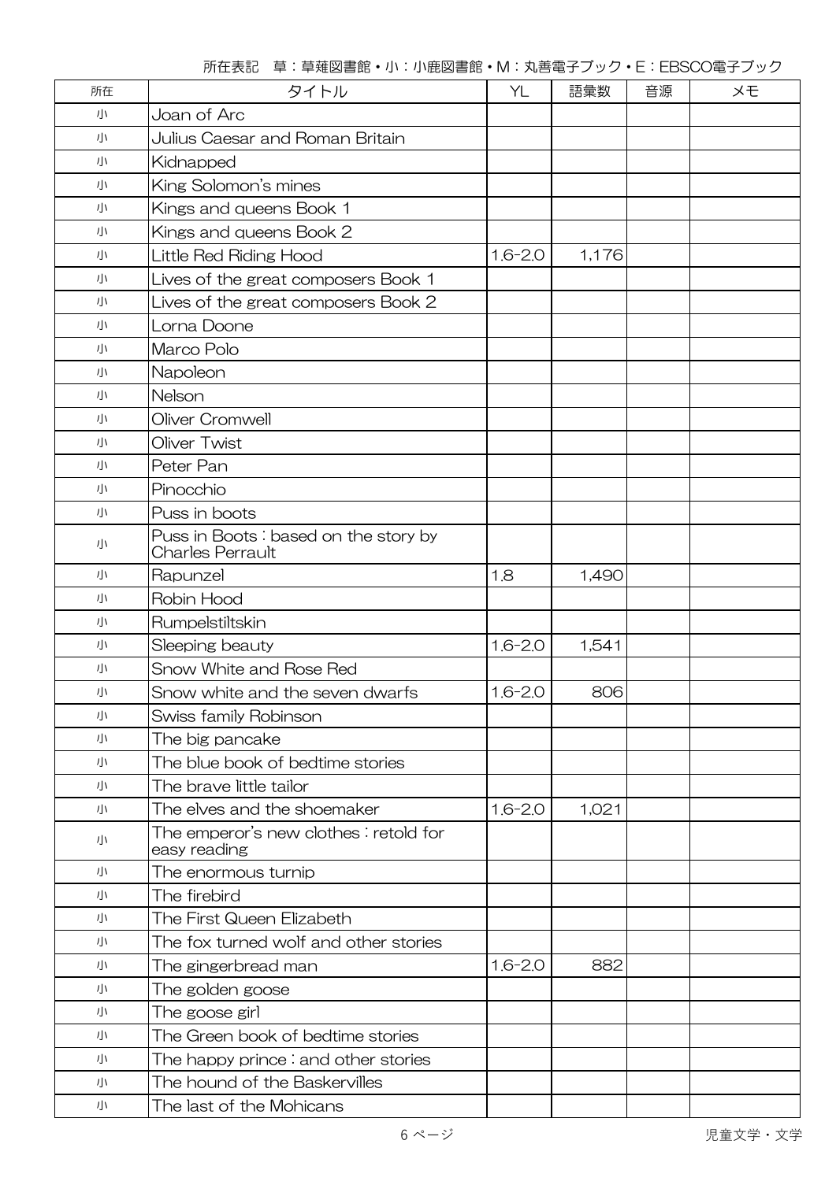所在表記　草：草薙図書館・小：小鹿図書館・M：丸善電子ブック・E：EBSCO電子ブック

| 所在 | タイトル | YL | 語彙数 | 音源 | メモ |
| --- | --- | --- | --- | --- | --- |
| 小 | Joan of Arc | | | | |
| 小 | Julius Caesar and Roman Britain | | | | |
| 小 | Kidnapped | | | | |
| 小 | King Solomon's mines | | | | |
| 小 | Kings and queens Book 1 | | | | |
| 小 | Kings and queens Book 2 | | | | |
| 小 | Little Red Riding Hood | 1.6-2.0 | 1,176 | | |
| 小 | Lives of the great composers Book 1 | | | | |
| 小 | Lives of the great composers Book 2 | | | | |
| 小 | Lorna Doone | | | | |
| 小 | Marco Polo | | | | |
| 小 | Napoleon | | | | |
| 小 | Nelson | | | | |
| 小 | Oliver Cromwell | | | | |
| 小 | Oliver Twist | | | | |
| 小 | Peter Pan | | | | |
| 小 | Pinocchio | | | | |
| 小 | Puss in boots | | | | |
| 小 | Puss in Boots : based on the story by Charles Perrault | | | | |
| 小 | Rapunzel | 1.8 | 1,490 | | |
| 小 | Robin Hood | | | | |
| 小 | Rumpelstiltskin | | | | |
| 小 | Sleeping beauty | 1.6-2.0 | 1,541 | | |
| 小 | Snow White and Rose Red | | | | |
| 小 | Snow white and the seven dwarfs | 1.6-2.0 | 806 | | |
| 小 | Swiss family Robinson | | | | |
| 小 | The big pancake | | | | |
| 小 | The blue book of bedtime stories | | | | |
| 小 | The brave little tailor | | | | |
| 小 | The elves and the shoemaker | 1.6-2.0 | 1,021 | | |
| 小 | The emperor's new clothes : retold for easy reading | | | | |
| 小 | The enormous turnip | | | | |
| 小 | The firebird | | | | |
| 小 | The First Queen Elizabeth | | | | |
| 小 | The fox turned wolf and other stories | | | | |
| 小 | The gingerbread man | 1.6-2.0 | 882 | | |
| 小 | The golden goose | | | | |
| 小 | The goose girl | | | | |
| 小 | The Green book of bedtime stories | | | | |
| 小 | The happy prince : and other stories | | | | |
| 小 | The hound of the Baskervilles | | | | |
| 小 | The last of the Mohicans | | | | |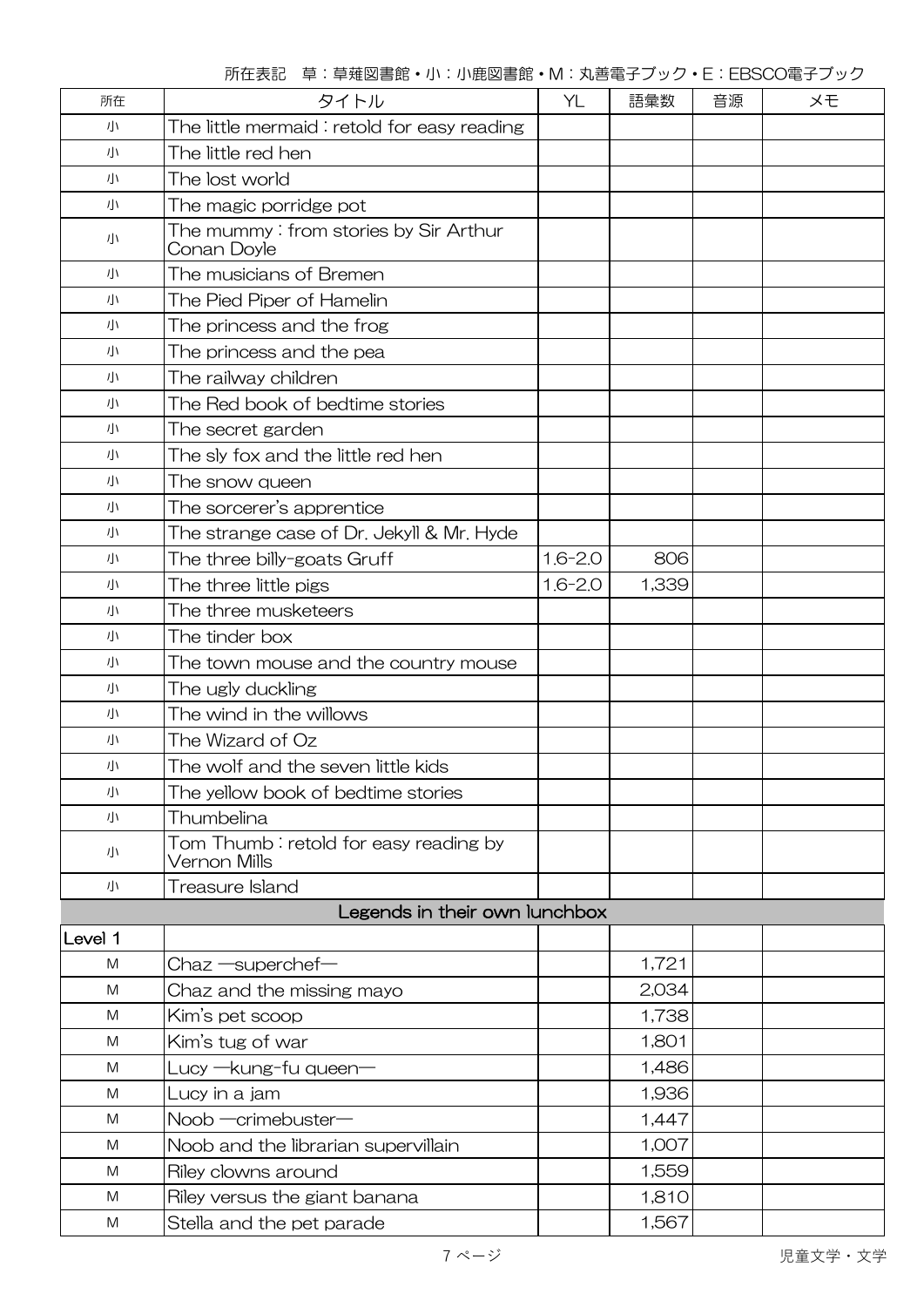所在表記　草：草薙図書館・小：小鹿図書館・M：丸善電子ブック・E：EBSCO電子ブック

| 所在 | タイトル | YL | 語彙数 | 音源 | メモ |
|---|---|---|---|---|---|
| 小 | The little mermaid : retold for easy reading | | | | |
| 小 | The little red hen | | | | |
| 小 | The lost world | | | | |
| 小 | The magic porridge pot | | | | |
| 小 | The mummy : from stories by Sir Arthur Conan Doyle | | | | |
| 小 | The musicians of Bremen | | | | |
| 小 | The Pied Piper of Hamelin | | | | |
| 小 | The princess and the frog | | | | |
| 小 | The princess and the pea | | | | |
| 小 | The railway children | | | | |
| 小 | The Red book of bedtime stories | | | | |
| 小 | The secret garden | | | | |
| 小 | The sly fox and the little red hen | | | | |
| 小 | The snow queen | | | | |
| 小 | The sorcerer's apprentice | | | | |
| 小 | The strange case of Dr. Jekyll & Mr. Hyde | | | | |
| 小 | The three billy-goats Gruff | 1.6-2.0 | 806 | | |
| 小 | The three little pigs | 1.6-2.0 | 1,339 | | |
| 小 | The three musketeers | | | | |
| 小 | The tinder box | | | | |
| 小 | The town mouse and the country mouse | | | | |
| 小 | The ugly duckling | | | | |
| 小 | The wind in the willows | | | | |
| 小 | The Wizard of Oz | | | | |
| 小 | The wolf and the seven little kids | | | | |
| 小 | The yellow book of bedtime stories | | | | |
| 小 | Thumbelina | | | | |
| 小 | Tom Thumb : retold for easy reading by Vernon Mills | | | | |
| 小 | Treasure Island | | | | |
| | Legends in their own lunchbox | | | | |
| Level 1 | | | | | |
| M | Chaz —superchef— | | 1,721 | | |
| M | Chaz and the missing mayo | | 2,034 | | |
| M | Kim's pet scoop | | 1,738 | | |
| M | Kim's tug of war | | 1,801 | | |
| M | Lucy —kung-fu queen— | | 1,486 | | |
| M | Lucy in a jam | | 1,936 | | |
| M | Noob —crimebuster— | | 1,447 | | |
| M | Noob and the librarian supervillain | | 1,007 | | |
| M | Riley clowns around | | 1,559 | | |
| M | Riley versus the giant banana | | 1,810 | | |
| M | Stella and the pet parade | | 1,567 | | |

児童文学・文学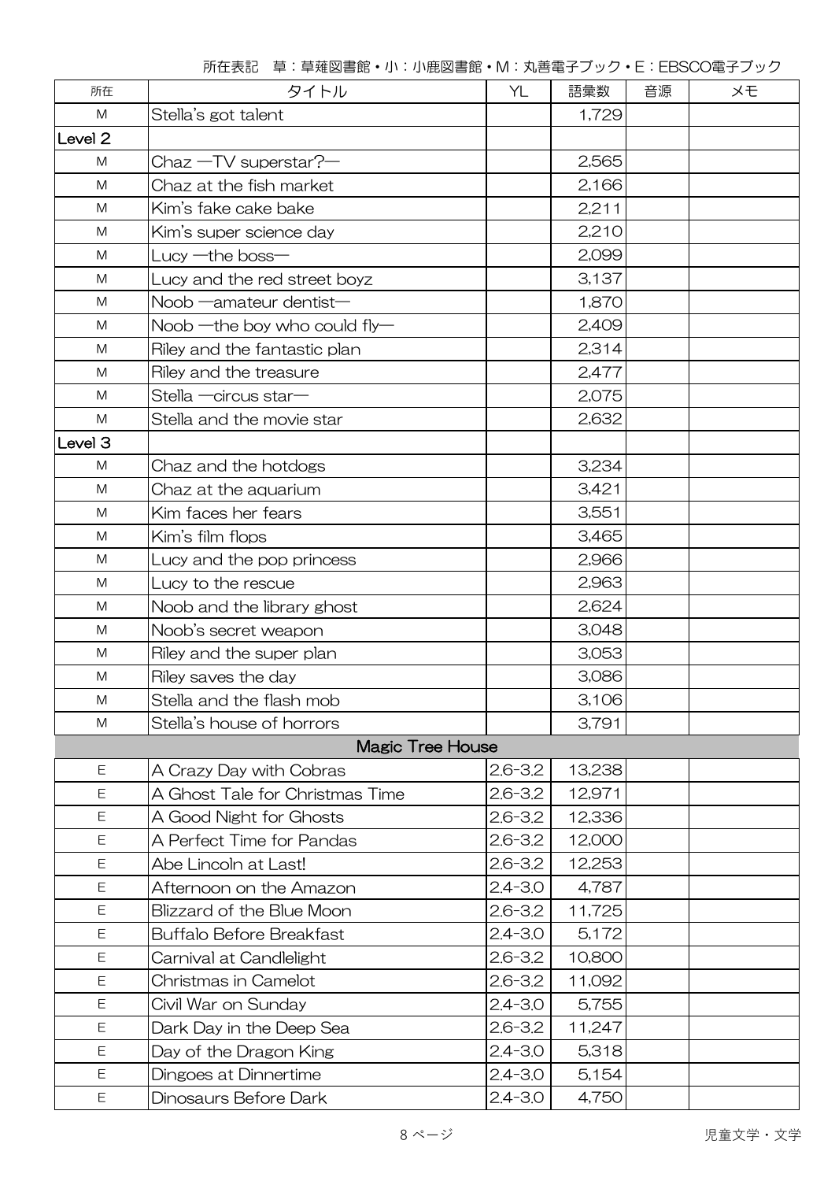所在表記　草：草薙図書館・小：小鹿図書館・M：丸善電子ブック・E：EBSCO電子ブック

| 所在 | タイトル | YL | 語彙数 | 音源 | メモ |
|---|---|---|---|---|---|
| M | Stella's got talent | | 1,729 | | |
| Level 2 | | | | | |
| M | Chaz —TV superstar?— | | 2,565 | | |
| M | Chaz at the fish market | | 2,166 | | |
| M | Kim's fake cake bake | | 2,211 | | |
| M | Kim's super science day | | 2,210 | | |
| M | Lucy —the boss— | | 2,099 | | |
| M | Lucy and the red street boyz | | 3,137 | | |
| M | Noob —amateur dentist— | | 1,870 | | |
| M | Noob —the boy who could fly— | | 2,409 | | |
| M | Riley and the fantastic plan | | 2,314 | | |
| M | Riley and the treasure | | 2,477 | | |
| M | Stella —circus star— | | 2,075 | | |
| M | Stella and the movie star | | 2,632 | | |
| Level 3 | | | | | |
| M | Chaz and the hotdogs | | 3,234 | | |
| M | Chaz at the aquarium | | 3,421 | | |
| M | Kim faces her fears | | 3,551 | | |
| M | Kim's film flops | | 3,465 | | |
| M | Lucy and the pop princess | | 2,966 | | |
| M | Lucy to the rescue | | 2,963 | | |
| M | Noob and the library ghost | | 2,624 | | |
| M | Noob's secret weapon | | 3,048 | | |
| M | Riley and the super plan | | 3,053 | | |
| M | Riley saves the day | | 3,086 | | |
| M | Stella and the flash mob | | 3,106 | | |
| M | Stella's house of horrors | | 3,791 | | |
| | **Magic Tree House** | | | | |
| E | A Crazy Day with Cobras | 2.6-3.2 | 13,238 | | |
| E | A Ghost Tale for Christmas Time | 2.6-3.2 | 12,971 | | |
| E | A Good Night for Ghosts | 2.6-3.2 | 12,336 | | |
| E | A Perfect Time for Pandas | 2.6-3.2 | 12,000 | | |
| E | Abe Lincoln at Last! | 2.6-3.2 | 12,253 | | |
| E | Afternoon on the Amazon | 2.4-3.0 | 4,787 | | |
| E | Blizzard of the Blue Moon | 2.6-3.2 | 11,725 | | |
| E | Buffalo Before Breakfast | 2.4-3.0 | 5,172 | | |
| E | Carnival at Candlelight | 2.6-3.2 | 10,800 | | |
| E | Christmas in Camelot | 2.6-3.2 | 11,092 | | |
| E | Civil War on Sunday | 2.4-3.0 | 5,755 | | |
| E | Dark Day in the Deep Sea | 2.6-3.2 | 11,247 | | |
| E | Day of the Dragon King | 2.4-3.0 | 5,318 | | |
| E | Dingoes at Dinnertime | 2.4-3.0 | 5,154 | | |
| E | Dinosaurs Before Dark | 2.4-3.0 | 4,750 | | |

児童文学・文学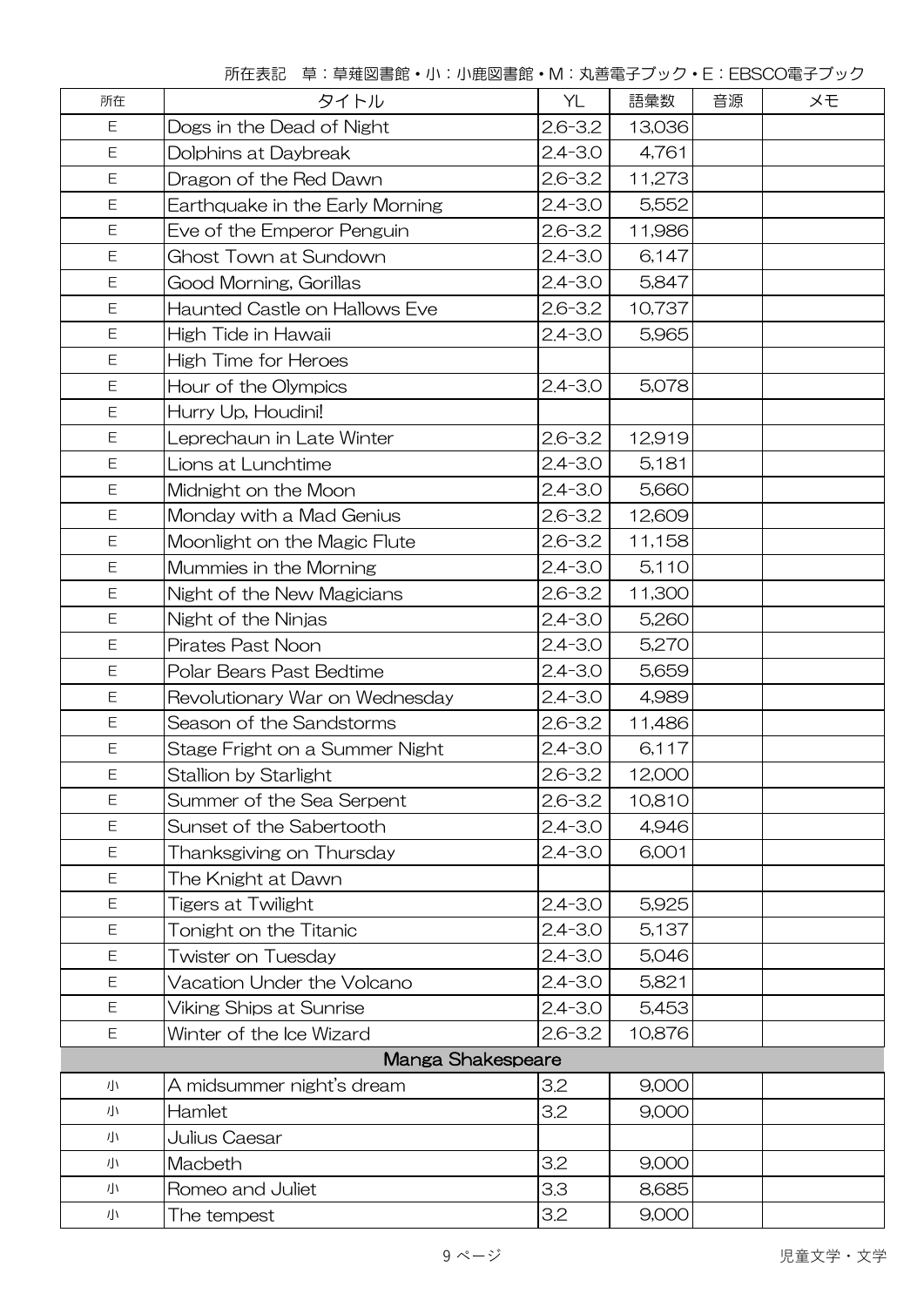所在表記　草：草薙図書館・小：小鹿図書館・M：丸善電子ブック・E：EBSCO電子ブック

| 所在 | タイトル | YL | 語彙数 | 音源 | メモ |
|---|---|---|---|---|---|
| E | Dogs in the Dead of Night | 2.6-3.2 | 13,036 | | |
| E | Dolphins at Daybreak | 2.4-3.0 | 4,761 | | |
| E | Dragon of the Red Dawn | 2.6-3.2 | 11,273 | | |
| E | Earthquake in the Early Morning | 2.4-3.0 | 5,552 | | |
| E | Eve of the Emperor Penguin | 2.6-3.2 | 11,986 | | |
| E | Ghost Town at Sundown | 2.4-3.0 | 6,147 | | |
| E | Good Morning, Gorillas | 2.4-3.0 | 5,847 | | |
| E | Haunted Castle on Hallows Eve | 2.6-3.2 | 10,737 | | |
| E | High Tide in Hawaii | 2.4-3.0 | 5,965 | | |
| E | High Time for Heroes | | | | |
| E | Hour of the Olympics | 2.4-3.0 | 5,078 | | |
| E | Hurry Up, Houdini! | | | | |
| E | Leprechaun in Late Winter | 2.6-3.2 | 12,919 | | |
| E | Lions at Lunchtime | 2.4-3.0 | 5,181 | | |
| E | Midnight on the Moon | 2.4-3.0 | 5,660 | | |
| E | Monday with a Mad Genius | 2.6-3.2 | 12,609 | | |
| E | Moonlight on the Magic Flute | 2.6-3.2 | 11,158 | | |
| E | Mummies in the Morning | 2.4-3.0 | 5,110 | | |
| E | Night of the New Magicians | 2.6-3.2 | 11,300 | | |
| E | Night of the Ninjas | 2.4-3.0 | 5,260 | | |
| E | Pirates Past Noon | 2.4-3.0 | 5,270 | | |
| E | Polar Bears Past Bedtime | 2.4-3.0 | 5,659 | | |
| E | Revolutionary War on Wednesday | 2.4-3.0 | 4,989 | | |
| E | Season of the Sandstorms | 2.6-3.2 | 11,486 | | |
| E | Stage Fright on a Summer Night | 2.4-3.0 | 6,117 | | |
| E | Stallion by Starlight | 2.6-3.2 | 12,000 | | |
| E | Summer of the Sea Serpent | 2.6-3.2 | 10,810 | | |
| E | Sunset of the Sabertooth | 2.4-3.0 | 4,946 | | |
| E | Thanksgiving on Thursday | 2.4-3.0 | 6,001 | | |
| E | The Knight at Dawn | | | | |
| E | Tigers at Twilight | 2.4-3.0 | 5,925 | | |
| E | Tonight on the Titanic | 2.4-3.0 | 5,137 | | |
| E | Twister on Tuesday | 2.4-3.0 | 5,046 | | |
| E | Vacation Under the Volcano | 2.4-3.0 | 5,821 | | |
| E | Viking Ships at Sunrise | 2.4-3.0 | 5,453 | | |
| E | Winter of the Ice Wizard | 2.6-3.2 | 10,876 | | |
| | **Manga Shakespeare** | | | | |
| 小 | A midsummer night's dream | 3.2 | 9,000 | | |
| 小 | Hamlet | 3.2 | 9,000 | | |
| 小 | Julius Caesar | | | | |
| 小 | Macbeth | 3.2 | 9,000 | | |
| 小 | Romeo and Juliet | 3.3 | 8,685 | | |
| 小 | The tempest | 3.2 | 9,000 | | |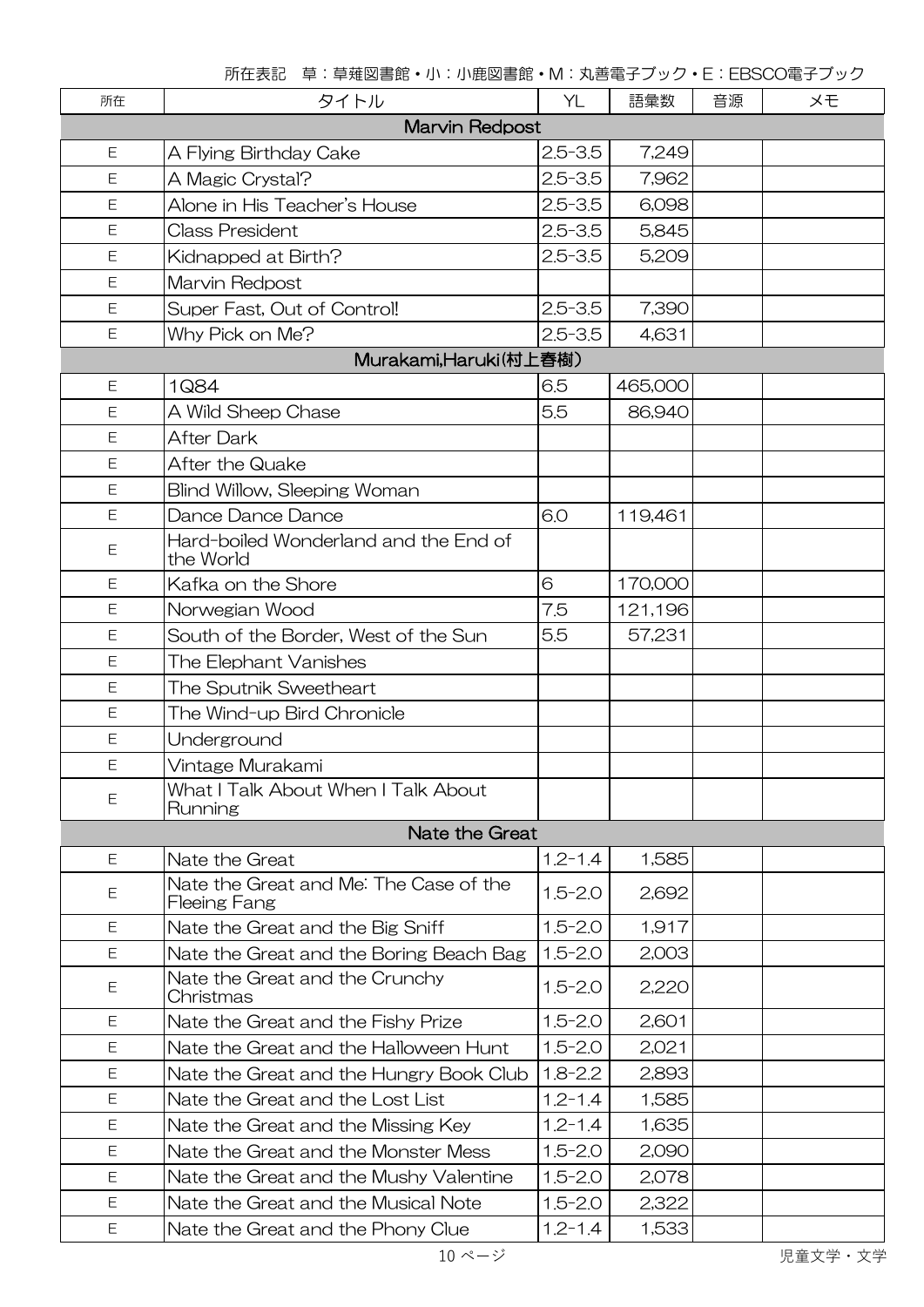所在表記　草：草薙図書館・小：小鹿図書館・M：丸善電子ブック・E：EBSCO電子ブック

| 所在 | タイトル | YL | 語彙数 | 音源 | メモ |
|---|---|---|---|---|---|
| | **Marvin Redpost** | | | | |
| E | A Flying Birthday Cake | 2.5-3.5 | 7,249 | | |
| E | A Magic Crystal? | 2.5-3.5 | 7,962 | | |
| E | Alone in His Teacher's House | 2.5-3.5 | 6,098 | | |
| E | Class President | 2.5-3.5 | 5,845 | | |
| E | Kidnapped at Birth? | 2.5-3.5 | 5,209 | | |
| E | Marvin Redpost | | | | |
| E | Super Fast, Out of Control! | 2.5-3.5 | 7,390 | | |
| E | Why Pick on Me? | 2.5-3.5 | 4,631 | | |
| | **Murakami,Haruki(村上春樹)** | | | | |
| E | 1Q84 | 6.5 | 465,000 | | |
| E | A Wild Sheep Chase | 5.5 | 86,940 | | |
| E | After Dark | | | | |
| E | After the Quake | | | | |
| E | Blind Willow, Sleeping Woman | | | | |
| E | Dance Dance Dance | 6.0 | 119,461 | | |
| E | Hard-boiled Wonderland and the End of the World | | | | |
| E | Kafka on the Shore | 6 | 170,000 | | |
| E | Norwegian Wood | 7.5 | 121,196 | | |
| E | South of the Border, West of the Sun | 5.5 | 57,231 | | |
| E | The Elephant Vanishes | | | | |
| E | The Sputnik Sweetheart | | | | |
| E | The Wind-up Bird Chronicle | | | | |
| E | Underground | | | | |
| E | Vintage Murakami | | | | |
| E | What I Talk About When I Talk About Running | | | | |
| | **Nate the Great** | | | | |
| E | Nate the Great | 1.2-1.4 | 1,585 | | |
| E | Nate the Great and Me: The Case of the Fleeing Fang | 1.5-2.0 | 2,692 | | |
| E | Nate the Great and the Big Sniff | 1.5-2.0 | 1,917 | | |
| E | Nate the Great and the Boring Beach Bag | 1.5-2.0 | 2,003 | | |
| E | Nate the Great and the Crunchy Christmas | 1.5-2.0 | 2,220 | | |
| E | Nate the Great and the Fishy Prize | 1.5-2.0 | 2,601 | | |
| E | Nate the Great and the Halloween Hunt | 1.5-2.0 | 2,021 | | |
| E | Nate the Great and the Hungry Book Club | 1.8-2.2 | 2,893 | | |
| E | Nate the Great and the Lost List | 1.2-1.4 | 1,585 | | |
| E | Nate the Great and the Missing Key | 1.2-1.4 | 1,635 | | |
| E | Nate the Great and the Monster Mess | 1.5-2.0 | 2,090 | | |
| E | Nate the Great and the Mushy Valentine | 1.5-2.0 | 2,078 | | |
| E | Nate the Great and the Musical Note | 1.5-2.0 | 2,322 | | |
| E | Nate the Great and the Phony Clue | 1.2-1.4 | 1,533 | | |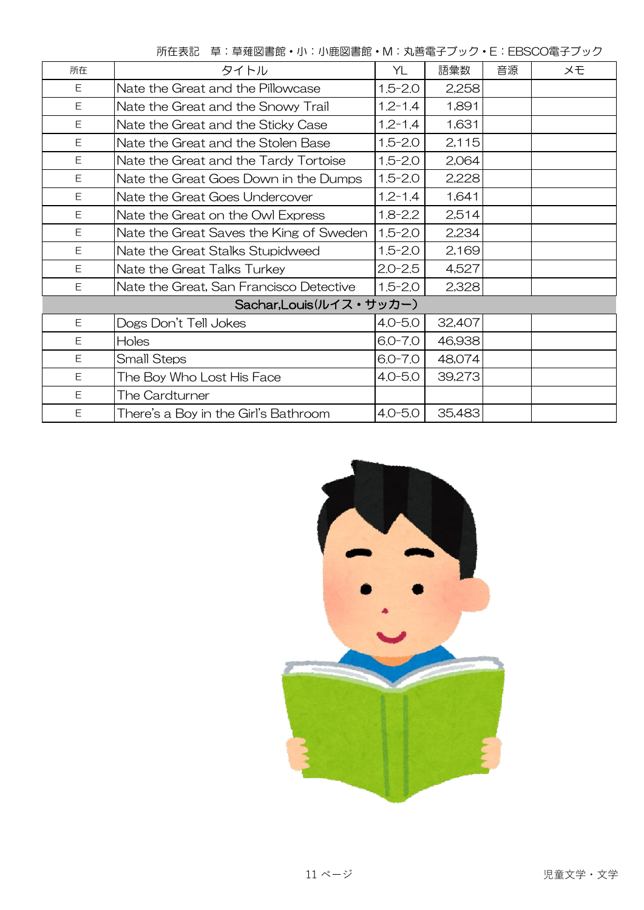所在表記　草：草薙図書館・小：小鹿図書館・M：丸善電子ブック・E：EBSCO電子ブック

| 所在 | タイトル | YL | 語彙数 | 音源 | メモ |
|---|---|---|---|---|---|
| E | Nate the Great and the Pillowcase | 1.5-2.0 | 2,258 | | |
| E | Nate the Great and the Snowy Trail | 1.2-1.4 | 1,891 | | |
| E | Nate the Great and the Sticky Case | 1.2-1.4 | 1,631 | | |
| E | Nate the Great and the Stolen Base | 1.5-2.0 | 2,115 | | |
| E | Nate the Great and the Tardy Tortoise | 1.5-2.0 | 2,064 | | |
| E | Nate the Great Goes Down in the Dumps | 1.5-2.0 | 2,228 | | |
| E | Nate the Great Goes Undercover | 1.2-1.4 | 1,641 | | |
| E | Nate the Great on the Owl Express | 1.8-2.2 | 2,514 | | |
| E | Nate the Great Saves the King of Sweden | 1.5-2.0 | 2,234 | | |
| E | Nate the Great Stalks Stupidweed | 1.5-2.0 | 2,169 | | |
| E | Nate the Great Talks Turkey | 2.0-2.5 | 4,527 | | |
| E | Nate the Great, San Francisco Detective | 1.5-2.0 | 2,328 | | |
| | Sachar,Louis(ルイス・サッカー) | | | | |
| E | Dogs Don't Tell Jokes | 4.0-5.0 | 32,407 | | |
| E | Holes | 6.0-7.0 | 46,938 | | |
| E | Small Steps | 6.0-7.0 | 48,074 | | |
| E | The Boy Who Lost His Face | 4.0-5.0 | 39,273 | | |
| E | The Cardturner | | | | |
| E | There's a Boy in the Girl's Bathroom | 4.0-5.0 | 35,483 | | |